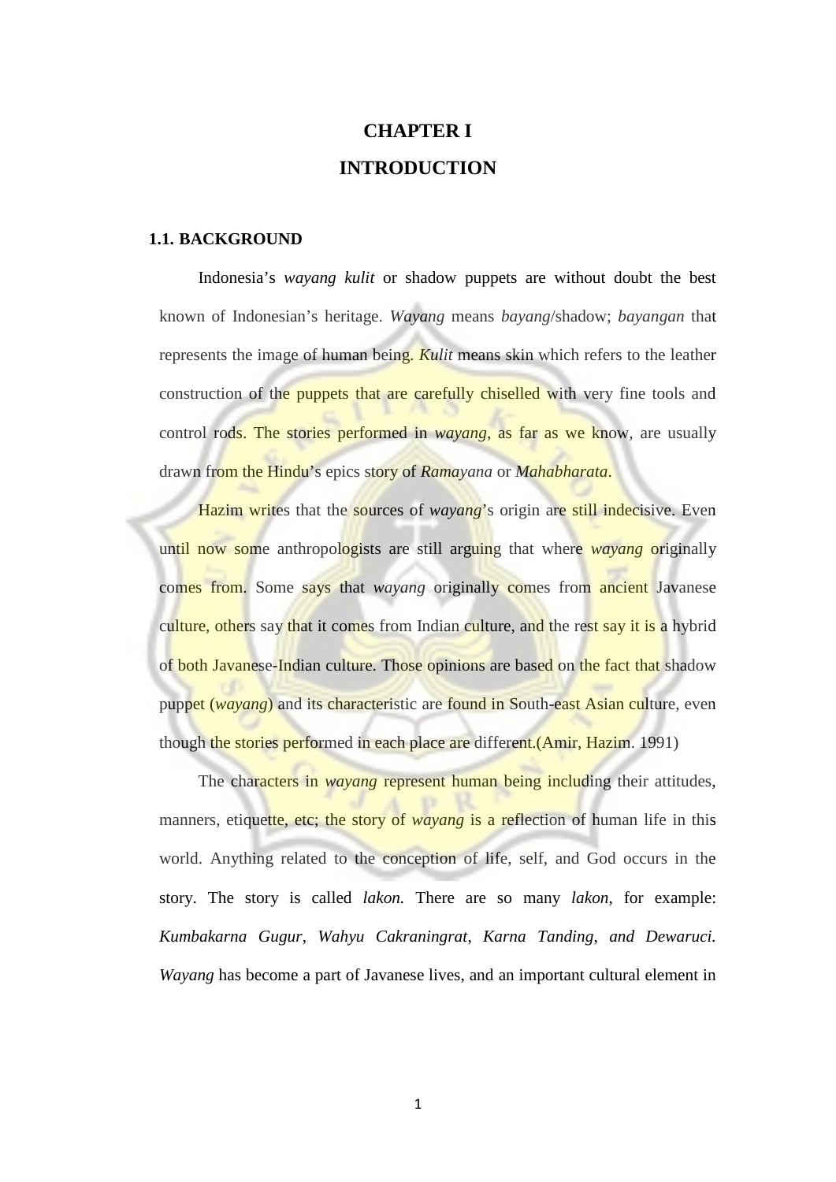# CHAPTER I

# INTRODUCTION

## 1.1. BACKGROUND

Indonesia's *wayang kulit* or shadow puppets are without doubt the best known of Indonesian's heritage. *Wayang* means *bayang*/shadow; *bayangan* that represents the image of human being. *Kulit* means skin which refers to the leather construction of the puppets that are carefully chiselled with very fine tools and control rods. The stories performed in *wayang*, as far as we know, are usually drawn from the Hindu's epics story of *Ramayana* or *Mahabharata*.

Hazim writes that the sources of *wayang*'s origin are still indecisive. Even until now some anthropologists are still arguing that where *wayang* originally comes from. Some says that *wayang* originally comes from ancient Javanese culture, others say that it comes from Indian culture, and the rest say it is a hybrid of both Javanese-Indian culture. Those opinions are based on the fact that shadow puppet (*wayang*) and its characteristic are found in South-east Asian culture, even though the stories performed in each place are different.(Amir, Hazim. 1991)

The characters in *wayang* represent human being including their attitudes, manners, etiquette, etc; the story of *wayang* is a reflection of human life in this world. Anything related to the conception of life, self, and God occurs in the story. The story is called *lakon.* There are so many *lakon*, for example: *Kumbakarna Gugur*, *Wahyu Cakraningrat*, *Karna Tanding*, *and Dewaruci. Wayang* has become a part of Javanese lives, and an important cultural element in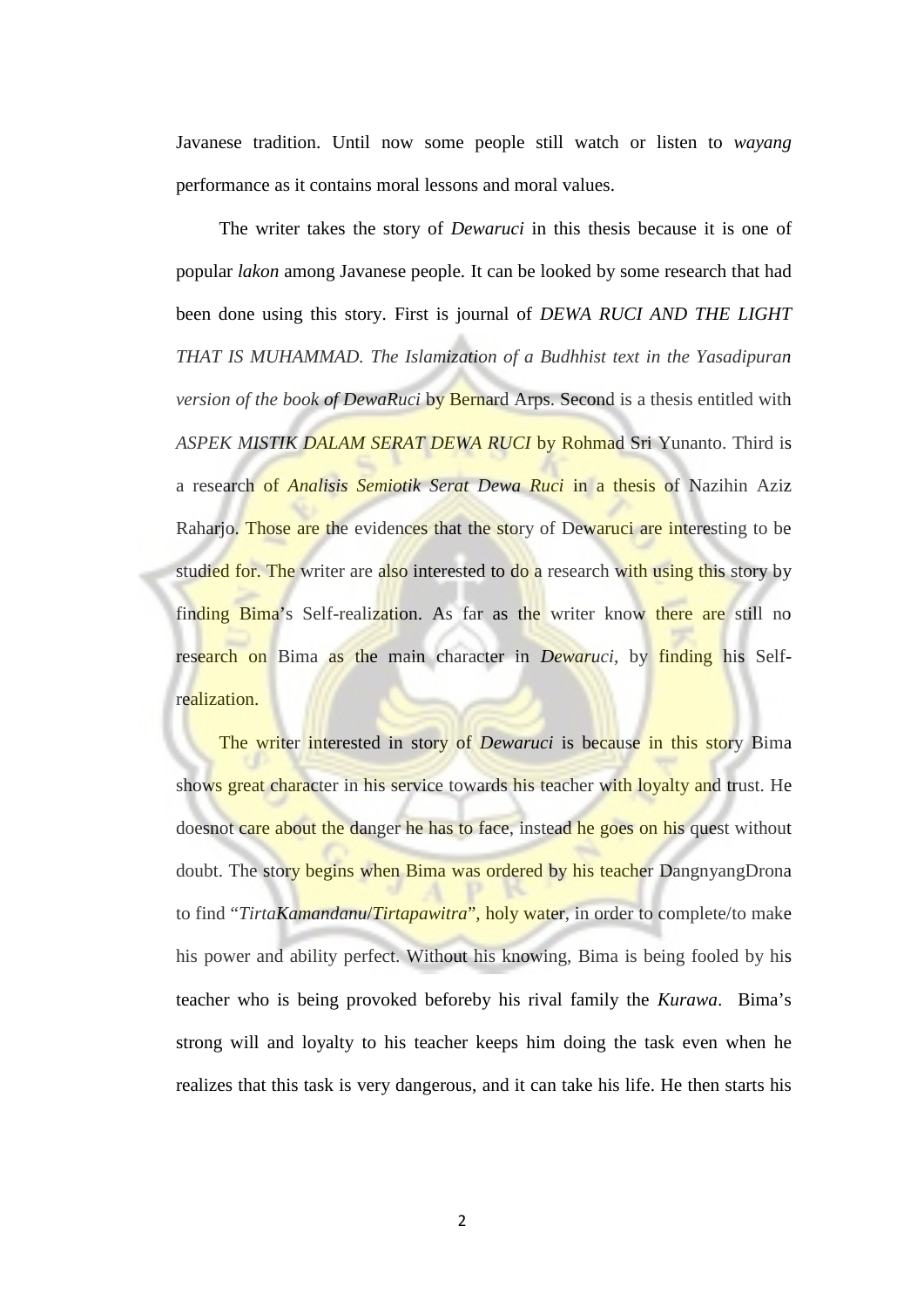Javanese tradition. Until now some people still watch or listen to *wayang* performance as it contains moral lessons and moral values.

The writer takes the story of *Dewaruci* in this thesis because it is one of popular *lakon* among Javanese people. It can be looked by some research that had been done using this story. First is journal of *DEWA RUCI AND THE LIGHT THAT IS MUHAMMAD. The Islamization of a Budhhist text in the Yasadipuran version of the book of DewaRuci* by Bernard Arps. Second is a thesis entitled with *ASPEK MISTIK DALAM SERAT DEWA RUCI* by Rohmad Sri Yunanto. Third is a research of *Analisis Semiotik Serat Dewa Ruci* in a thesis of Nazihin Aziz Raharjo. Those are the evidences that the story of Dewaruci are interesting to be studied for. The writer are also interested to do a research with using this story by finding Bima's Self-realization. As far as the writer know there are still no research on Bima as the main character in *Dewaruci*, by finding his Self-realization.

The writer interested in story of *Dewaruci* is because in this story Bima shows great character in his service towards his teacher with loyalty and trust. He doesnot care about the danger he has to face, instead he goes on his quest without doubt. The story begins when Bima was ordered by his teacher DangnyangDrona to find "*TirtaKamandanu*/*Tirtapawitra*", holy water, in order to complete/to make his power and ability perfect. Without his knowing, Bima is being fooled by his teacher who is being provoked beforeby his rival family the *Kurawa*. Bima's strong will and loyalty to his teacher keeps him doing the task even when he realizes that this task is very dangerous, and it can take his life. He then starts his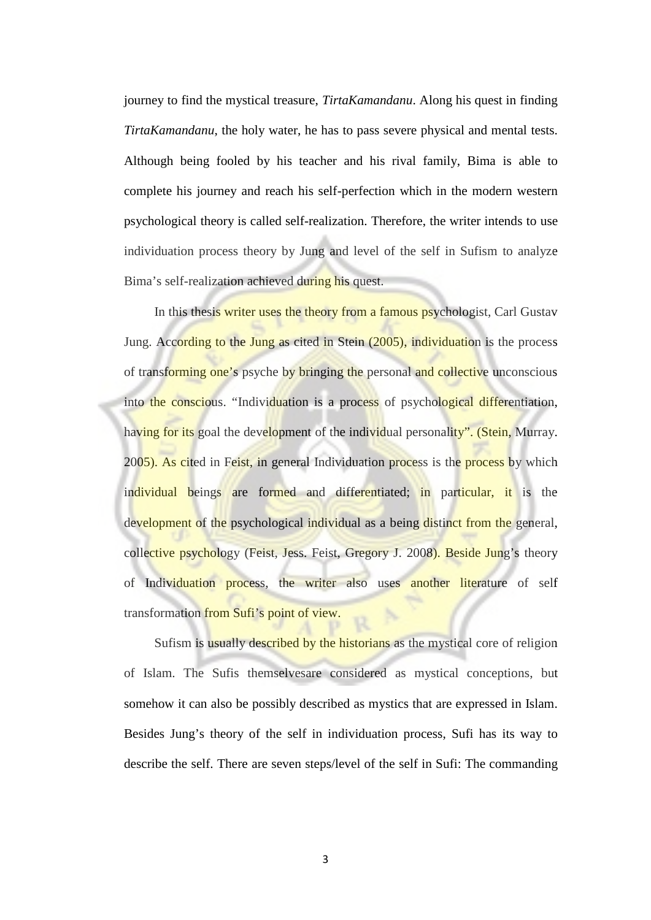journey to find the mystical treasure, *TirtaKamandanu*. Along his quest in finding *TirtaKamandanu*, the holy water, he has to pass severe physical and mental tests. Although being fooled by his teacher and his rival family, Bima is able to complete his journey and reach his self-perfection which in the modern western psychological theory is called self-realization. Therefore, the writer intends to use individuation process theory by Jung and level of the self in Sufism to analyze Bima's self-realization achieved during his quest.

In this thesis writer uses the theory from a famous psychologist, Carl Gustav Jung. According to the Jung as cited in Stein (2005), individuation is the process of transforming one's psyche by bringing the personal and collective unconscious into the conscious. "Individuation is a process of psychological differentiation, having for its goal the development of the individual personality". (Stein, Murray. 2005). As cited in Feist, in general Individuation process is the process by which individual beings are formed and differentiated; in particular, it is the development of the psychological individual as a being distinct from the general, collective psychology (Feist, Jess. Feist, Gregory J. 2008). Beside Jung's theory of Individuation process, the writer also uses another literature of self transformation from Sufi's point of view.

Sufism is usually described by the historians as the mystical core of religion of Islam. The Sufis themselvesare considered as mystical conceptions, but somehow it can also be possibly described as mystics that are expressed in Islam. Besides Jung's theory of the self in individuation process, Sufi has its way to describe the self. There are seven steps/level of the self in Sufi: The commanding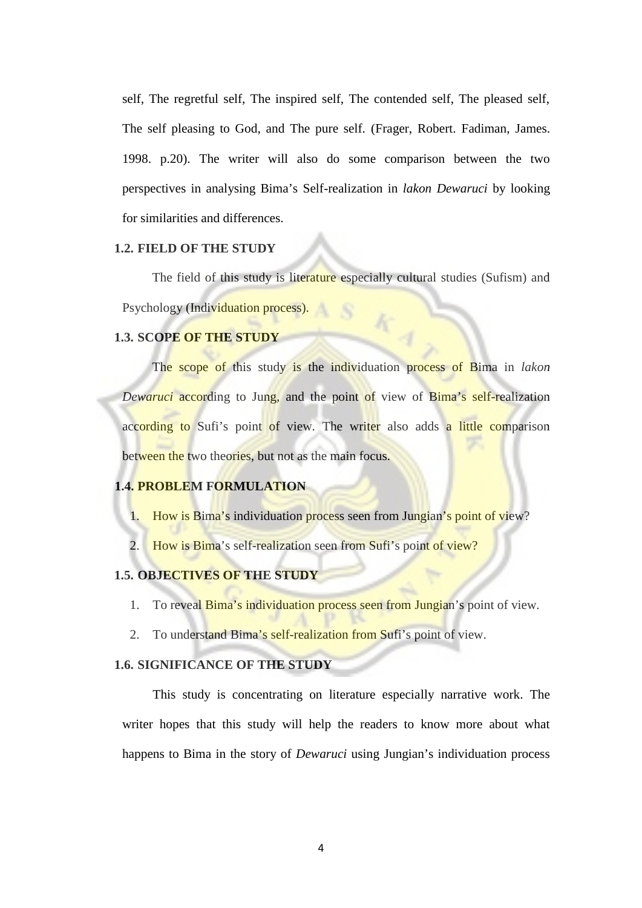self, The regretful self, The inspired self, The contended self, The pleased self, The self pleasing to God, and The pure self. (Frager, Robert. Fadiman, James. 1998. p.20). The writer will also do some comparison between the two perspectives in analysing Bima's Self-realization in *lakon Dewaruci* by looking for similarities and differences.

### 1.2. FIELD OF THE STUDY

The field of this study is literature especially cultural studies (Sufism) and Psychology (Individuation process).

### 1.3. SCOPE OF THE STUDY

The scope of this study is the individuation process of Bima in *lakon Dewaruci* according to Jung, and the point of view of Bima's self-realization according to Sufi's point of view. The writer also adds a little comparison between the two theories, but not as the main focus.

### 1.4. PROBLEM FORMULATION

1. How is Bima's individuation process seen from Jungian's point of view?
2. How is Bima's self-realization seen from Sufi's point of view?

### 1.5. OBJECTIVES OF THE STUDY

1. To reveal Bima's individuation process seen from Jungian's point of view.
2. To understand Bima's self-realization from Sufi's point of view.

### 1.6. SIGNIFICANCE OF THE STUDY

This study is concentrating on literature especially narrative work. The writer hopes that this study will help the readers to know more about what happens to Bima in the story of *Dewaruci* using Jungian's individuation process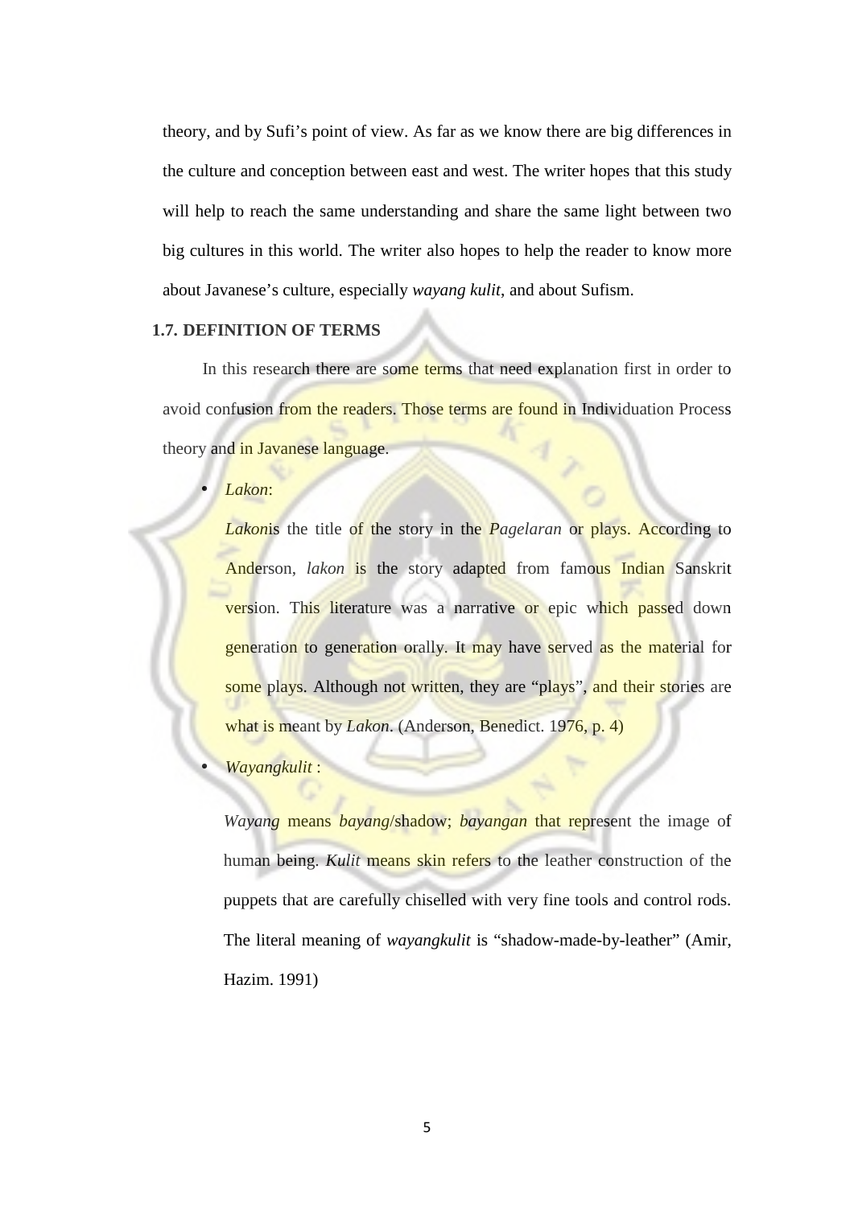theory, and by Sufi's point of view. As far as we know there are big differences in the culture and conception between east and west. The writer hopes that this study will help to reach the same understanding and share the same light between two big cultures in this world. The writer also hopes to help the reader to know more about Javanese's culture, especially *wayang kulit*, and about Sufism.

**1.7. DEFINITION OF TERMS**

In this research there are some terms that need explanation first in order to avoid confusion from the readers. Those terms are found in Individuation Process theory and in Javanese language.

- *Lakon*:

  *Lakon*is the title of the story in the *Pagelaran* or plays. According to Anderson, *lakon* is the story adapted from famous Indian Sanskrit version. This literature was a narrative or epic which passed down generation to generation orally. It may have served as the material for some plays. Although not written, they are "plays", and their stories are what is meant by *Lakon*. (Anderson, Benedict. 1976, p. 4)

- *Wayangkulit* :

  *Wayang* means *bayang*/shadow; *bayangan* that represent the image of human being. *Kulit* means skin refers to the leather construction of the puppets that are carefully chiselled with very fine tools and control rods. The literal meaning of *wayangkulit* is "shadow-made-by-leather" (Amir, Hazim. 1991)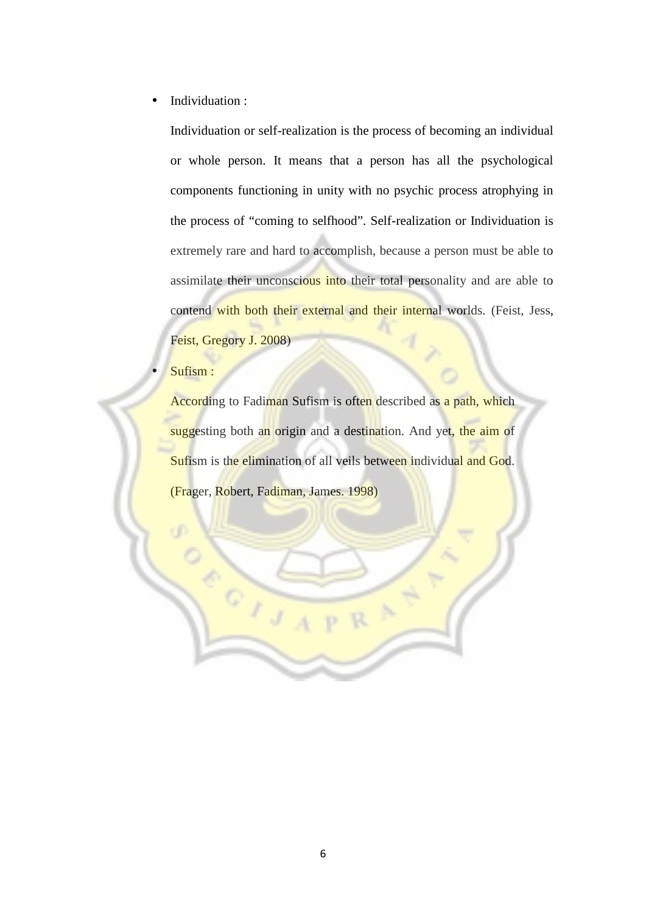- Individuation :

  Individuation or self-realization is the process of becoming an individual or whole person. It means that a person has all the psychological components functioning in unity with no psychic process atrophying in the process of "coming to selfhood". Self-realization or Individuation is extremely rare and hard to accomplish, because a person must be able to assimilate their unconscious into their total personality and are able to contend with both their external and their internal worlds. (Feist, Jess, Feist, Gregory J. 2008)

- Sufism :

  According to Fadiman Sufism is often described as a path, which suggesting both an origin and a destination. And yet, the aim of Sufism is the elimination of all veils between individual and God. (Frager, Robert, Fadiman, James. 1998)